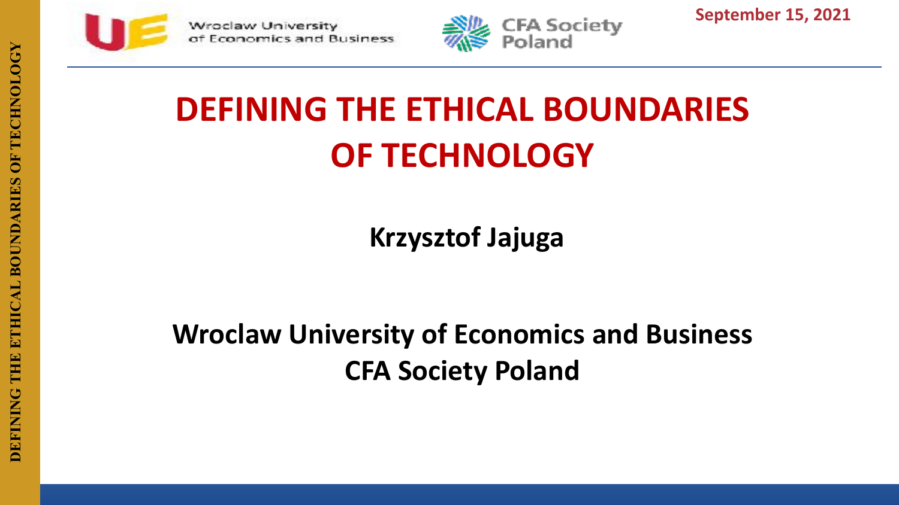September 15, 2021

# DEFINING THE ETHICAL BOUNDARIES OF TECHNOLOGY

**Krzysztof Jajuga**

**Wroclaw University of Economics and Business**
**CFA Society Poland**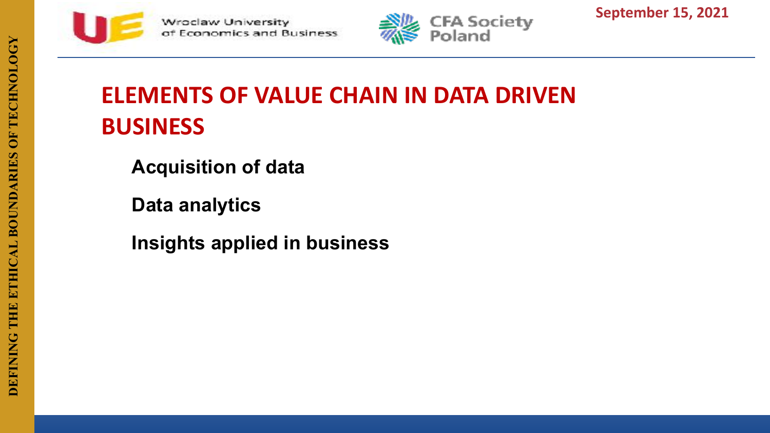# ELEMENTS OF VALUE CHAIN IN DATA DRIVEN BUSINESS

**Acquisition of data**

**Data analytics**

**Insights applied in business**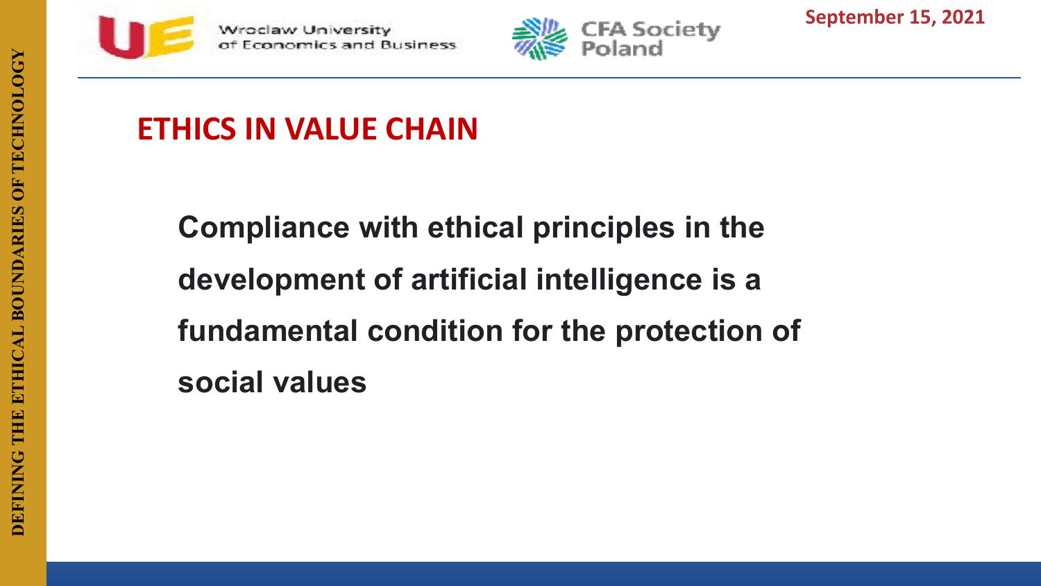## ETHICS IN VALUE CHAIN

**Compliance with ethical principles in the development of artificial intelligence is a fundamental condition for the protection of social values**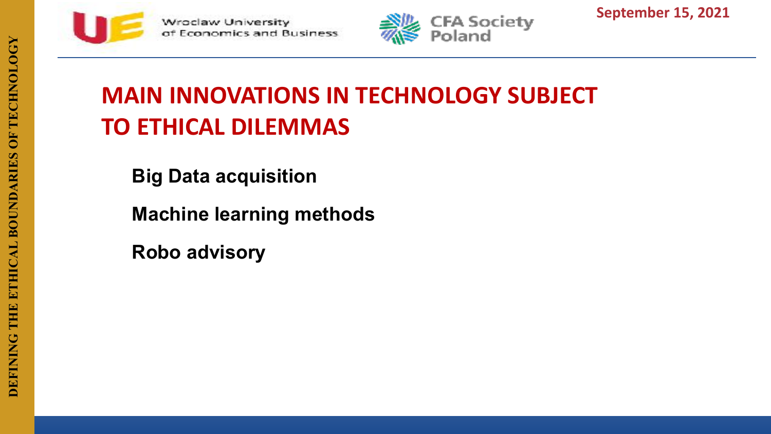# MAIN INNOVATIONS IN TECHNOLOGY SUBJECT TO ETHICAL DILEMMAS

**Big Data acquisition**

**Machine learning methods**

**Robo advisory**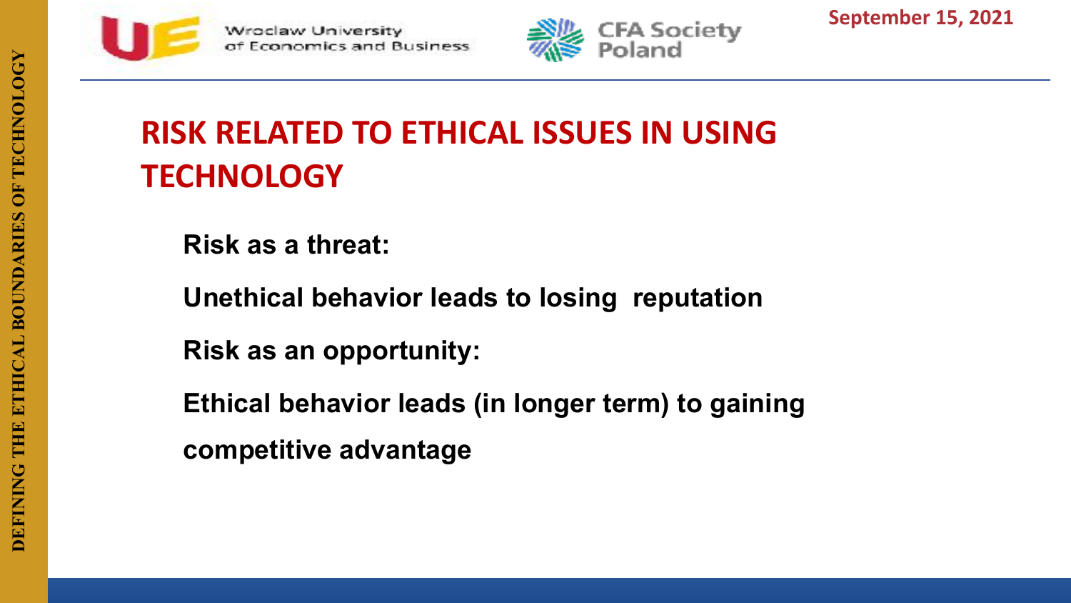# RISK RELATED TO ETHICAL ISSUES IN USING TECHNOLOGY

**Risk as a threat:**

**Unethical behavior leads to losing reputation**

**Risk as an opportunity:**

**Ethical behavior leads (in longer term) to gaining competitive advantage**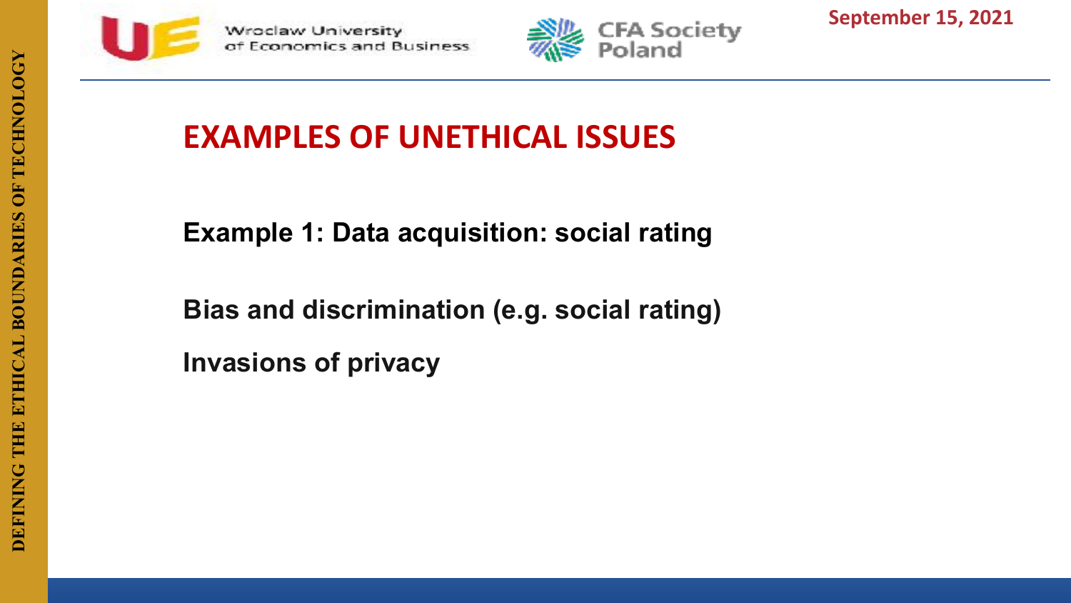# EXAMPLES OF UNETHICAL ISSUES

**Example 1: Data acquisition: social rating**

**Bias and discrimination (e.g. social rating)**

**Invasions of privacy**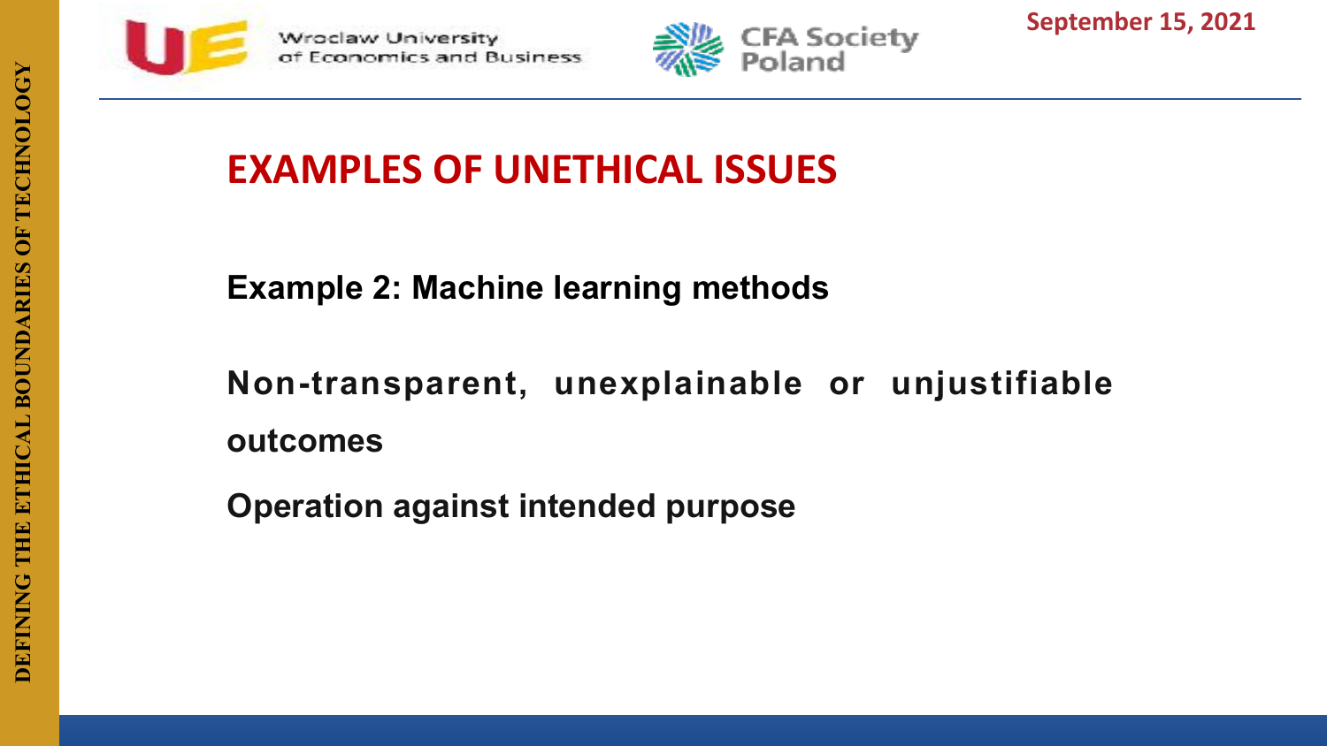# EXAMPLES OF UNETHICAL ISSUES

**Example 2: Machine learning methods**

**Non-transparent, unexplainable or unjustifiable outcomes**

**Operation against intended purpose**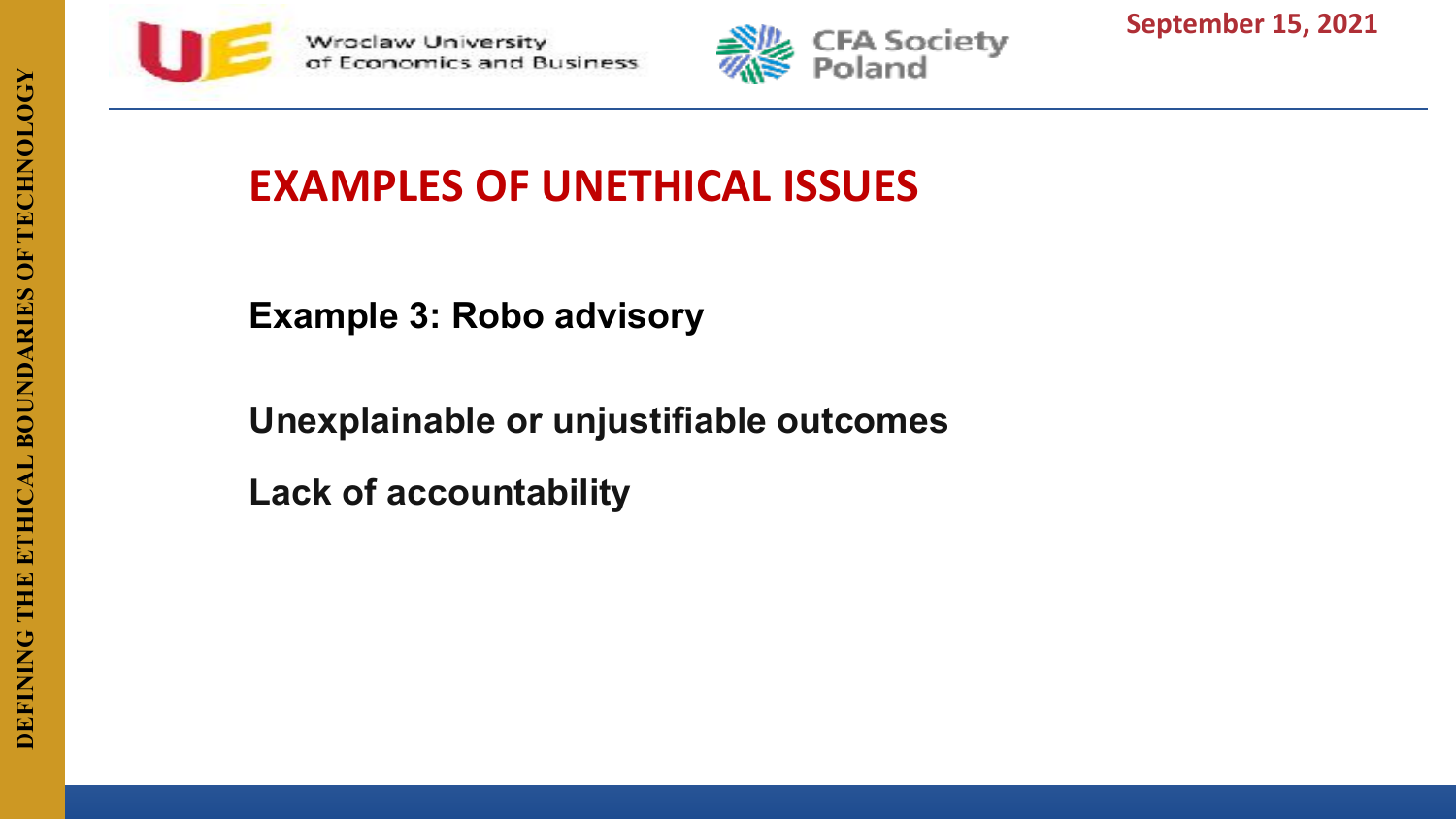# EXAMPLES OF UNETHICAL ISSUES

**Example 3: Robo advisory**

**Unexplainable or unjustifiable outcomes**

**Lack of accountability**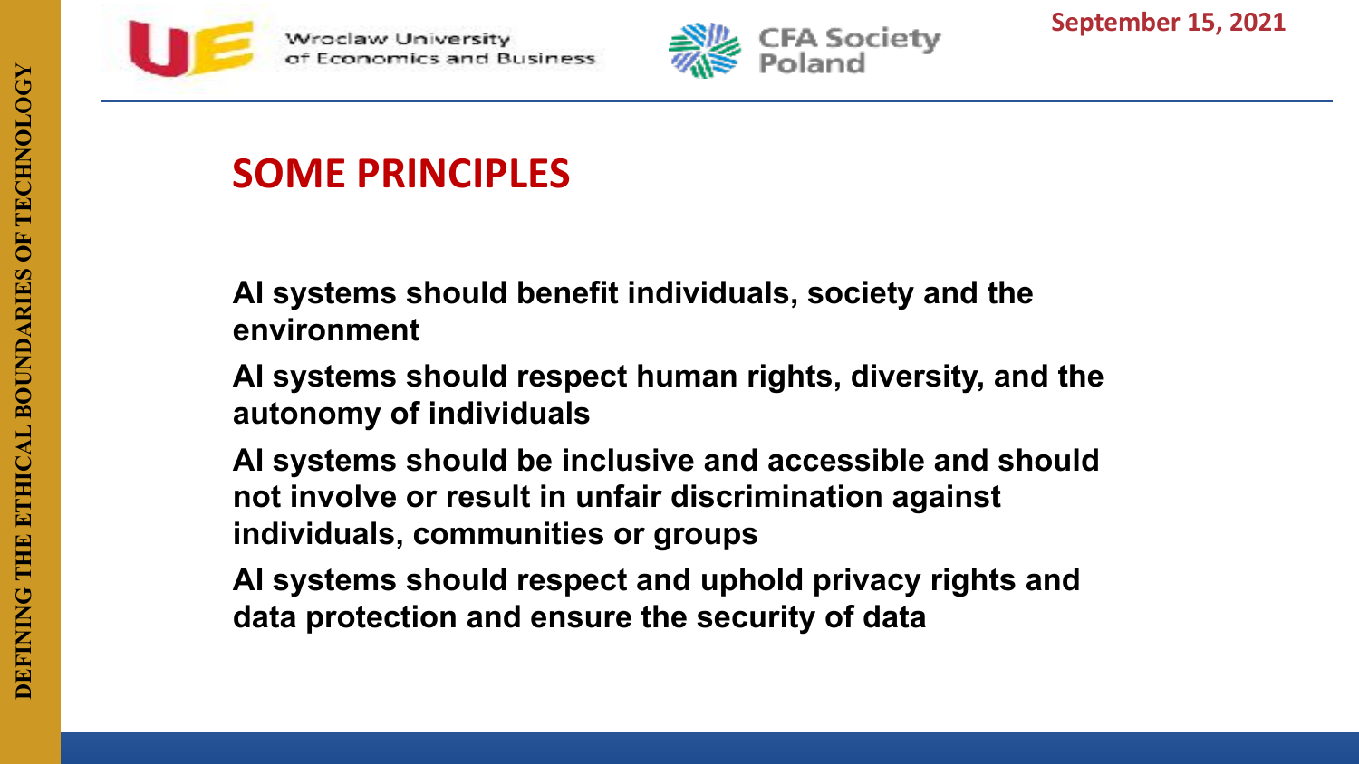## SOME PRINCIPLES

AI systems should benefit individuals, society and the environment

AI systems should respect human rights, diversity, and the autonomy of individuals

AI systems should be inclusive and accessible and should not involve or result in unfair discrimination against individuals, communities or groups

AI systems should respect and uphold privacy rights and data protection and ensure the security of data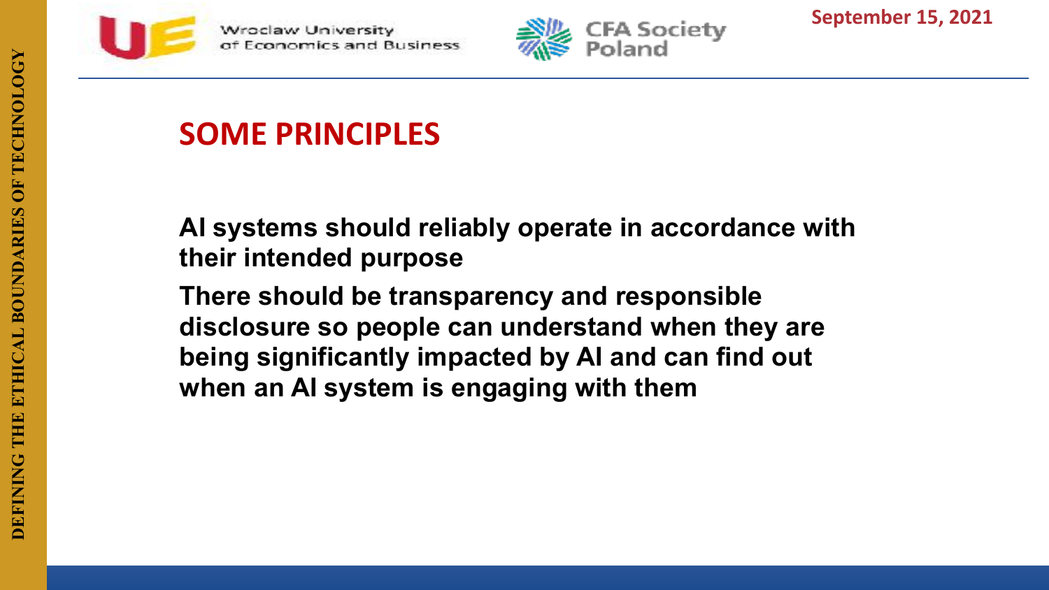## SOME PRINCIPLES

**AI systems should reliably operate in accordance with their intended purpose**

**There should be transparency and responsible disclosure so people can understand when they are being significantly impacted by AI and can find out when an AI system is engaging with them**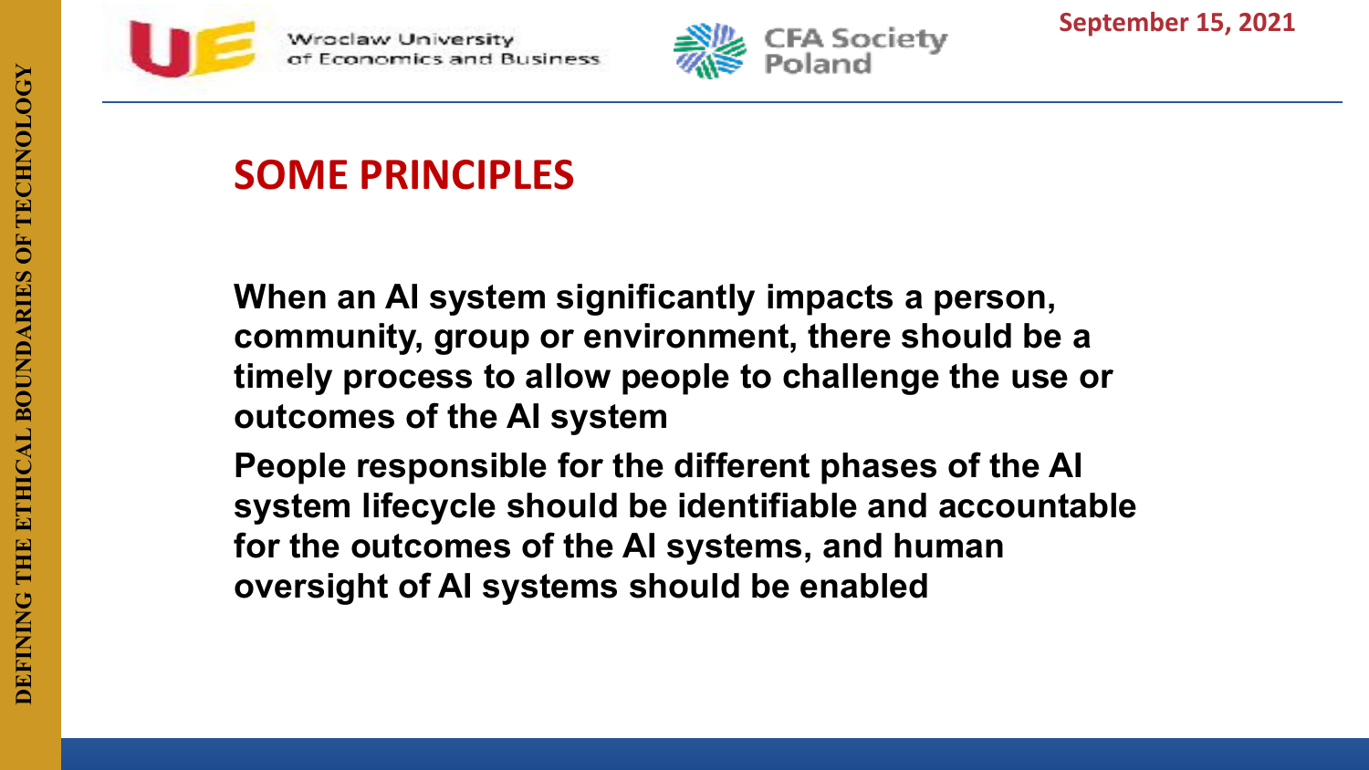## SOME PRINCIPLES

**When an AI system significantly impacts a person, community, group or environment, there should be a timely process to allow people to challenge the use or outcomes of the AI system**

**People responsible for the different phases of the AI system lifecycle should be identifiable and accountable for the outcomes of the AI systems, and human oversight of AI systems should be enabled**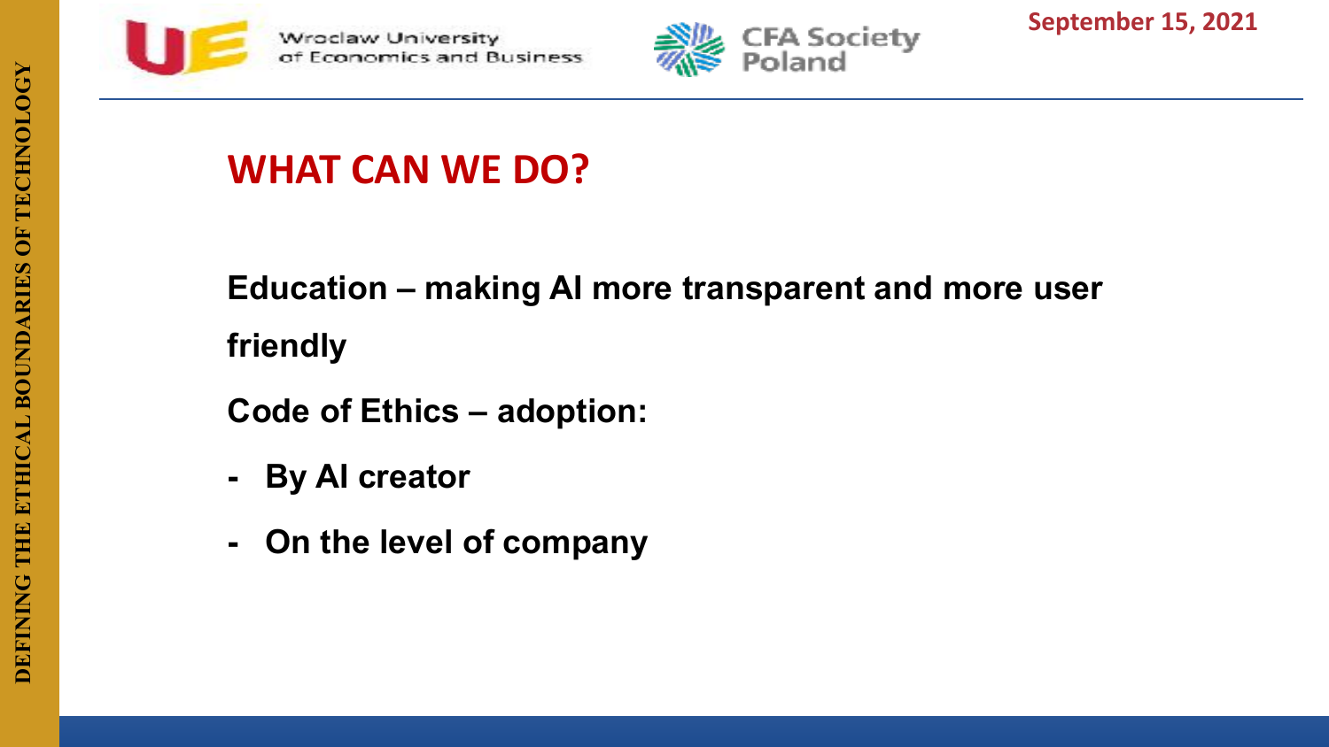## WHAT CAN WE DO?

**Education – making AI more transparent and more user friendly**

**Code of Ethics – adoption:**

- **By AI creator**
- **On the level of company**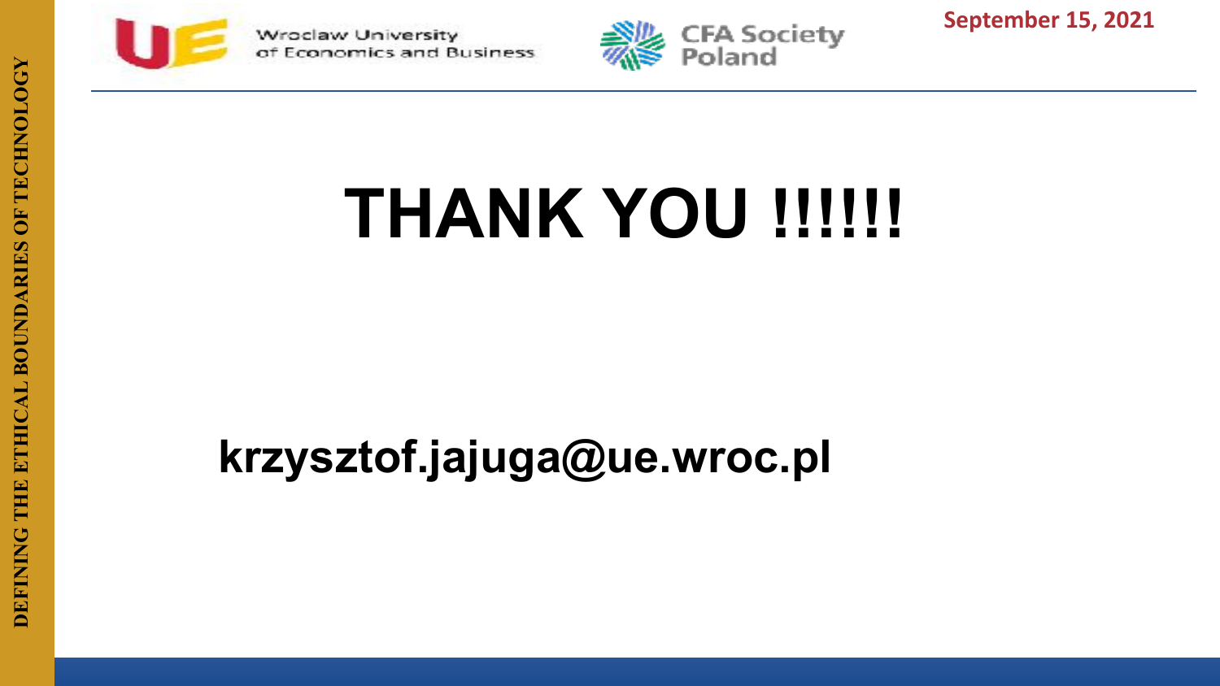# THANK YOU !!!!!!

krzysztof.jajuga@ue.wroc.pl